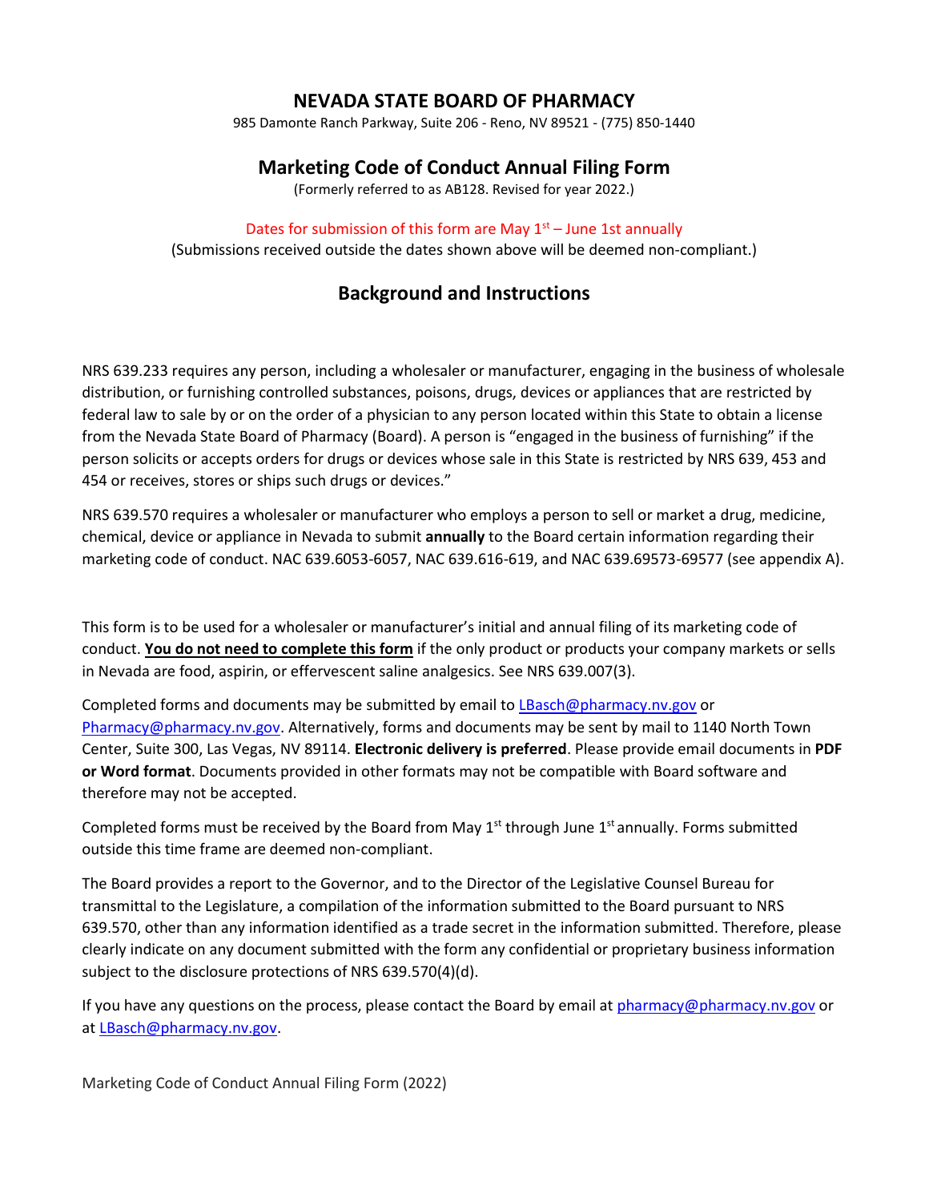# NEVADA STATE BOARD OF PHARMACY

985 Damonte Ranch Parkway, Suite 206 - Reno, NV 89521 - (775) 850-1440

## Marketing Code of Conduct Annual Filing Form

(Formerly referred to as AB128. Revised for year 2022.)

Dates for submission of this form are May 1st – June 1st annually

(Submissions received outside the dates shown above will be deemed non-compliant.)

## Background and Instructions

NRS 639.233 requires any person, including a wholesaler or manufacturer, engaging in the business of wholesale distribution, or furnishing controlled substances, poisons, drugs, devices or appliances that are restricted by federal law to sale by or on the order of a physician to any person located within this State to obtain a license from the Nevada State Board of Pharmacy (Board). A person is "engaged in the business of furnishing" if the person solicits or accepts orders for drugs or devices whose sale in this State is restricted by NRS 639, 453 and 454 or receives, stores or ships such drugs or devices."

NRS 639.570 requires a wholesaler or manufacturer who employs a person to sell or market a drug, medicine, chemical, device or appliance in Nevada to submit **annually** to the Board certain information regarding their marketing code of conduct. NAC 639.6053-6057, NAC 639.616-619, and NAC 639.69573-69577 (see appendix A).

This form is to be used for a wholesaler or manufacturer's initial and annual filing of its marketing code of conduct. **You do not need to complete this form** if the only product or products your company markets or sells in Nevada are food, aspirin, or effervescent saline analgesics. See NRS 639.007(3).

Completed forms and documents may be submitted by email to LBasch@pharmacy.nv.gov or Pharmacy@pharmacy.nv.gov. Alternatively, forms and documents may be sent by mail to 1140 North Town Center, Suite 300, Las Vegas, NV 89114. **Electronic delivery is preferred**. Please provide email documents in **PDF or Word format**. Documents provided in other formats may not be compatible with Board software and therefore may not be accepted.

Completed forms must be received by the Board from May 1st through June 1st annually. Forms submitted outside this time frame are deemed non-compliant.

The Board provides a report to the Governor, and to the Director of the Legislative Counsel Bureau for transmittal to the Legislature, a compilation of the information submitted to the Board pursuant to NRS 639.570, other than any information identified as a trade secret in the information submitted. Therefore, please clearly indicate on any document submitted with the form any confidential or proprietary business information subject to the disclosure protections of NRS 639.570(4)(d).

If you have any questions on the process, please contact the Board by email at pharmacy@pharmacy.nv.gov or at LBasch@pharmacy.nv.gov.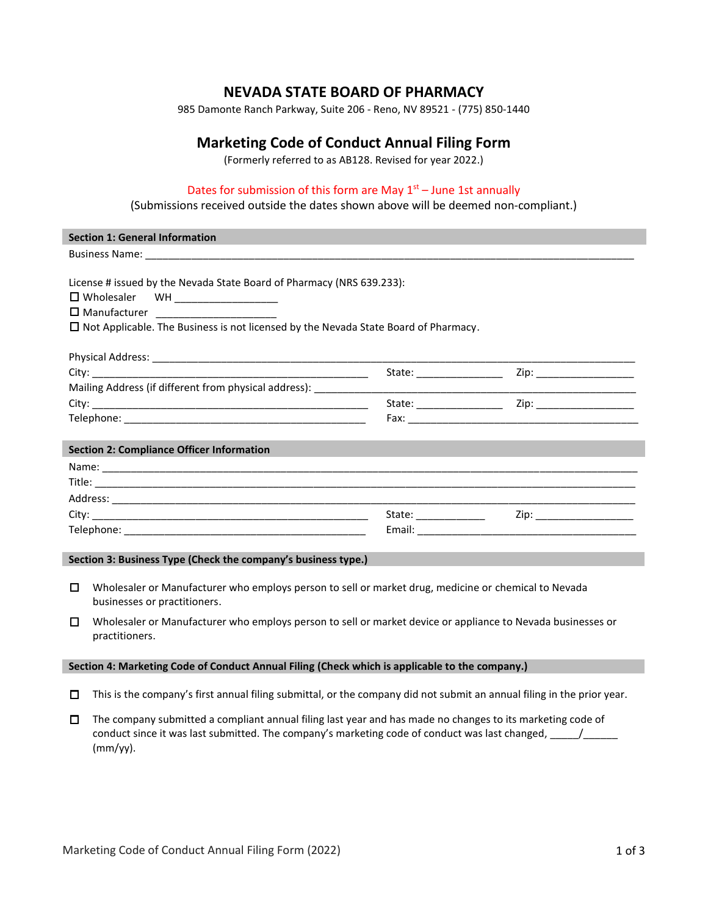# NEVADA STATE BOARD OF PHARMACY

985 Damonte Ranch Parkway, Suite 206 - Reno, NV 89521 - (775) 850-1440

## Marketing Code of Conduct Annual Filing Form

(Formerly referred to as AB128. Revised for year 2022.)

Dates for submission of this form are May 1st – June 1st annually

(Submissions received outside the dates shown above will be deemed non-compliant.)

### Section 1: General Information

Business Name: ___________________________________________________________________________

License # issued by the Nevada State Board of Pharmacy (NRS 639.233):

☐ Wholesaler WH __________________

☐ Manufacturer ____________________

☐ Not Applicable. The Business is not licensed by the Nevada State Board of Pharmacy.

Physical Address: __________________________________________________________________________

City: ______________________________________________ State: _______________ Zip: _________________

Mailing Address (if different from physical address): ___________________________________________

City: ______________________________________________ State: _______________ Zip: _________________

Telephone: __________________________________________ Fax: ________________________________________

### Section 2: Compliance Officer Information

Name: _____________________________________________________________________________________

Title: ______________________________________________________________________________________

Address: ___________________________________________________________________________________

City: ______________________________________________ State: ____________ Zip: _________________

Telephone: __________________________________________ Email: ______________________________________

### Section 3: Business Type (Check the company's business type.)

☐ Wholesaler or Manufacturer who employs person to sell or market drug, medicine or chemical to Nevada businesses or practitioners.

☐ Wholesaler or Manufacturer who employs person to sell or market device or appliance to Nevada businesses or practitioners.

### Section 4: Marketing Code of Conduct Annual Filing (Check which is applicable to the company.)

☐ This is the company's first annual filing submittal, or the company did not submit an annual filing in the prior year.

☐ The company submitted a compliant annual filing last year and has made no changes to its marketing code of conduct since it was last submitted. The company's marketing code of conduct was last changed, _____/______ (mm/yy).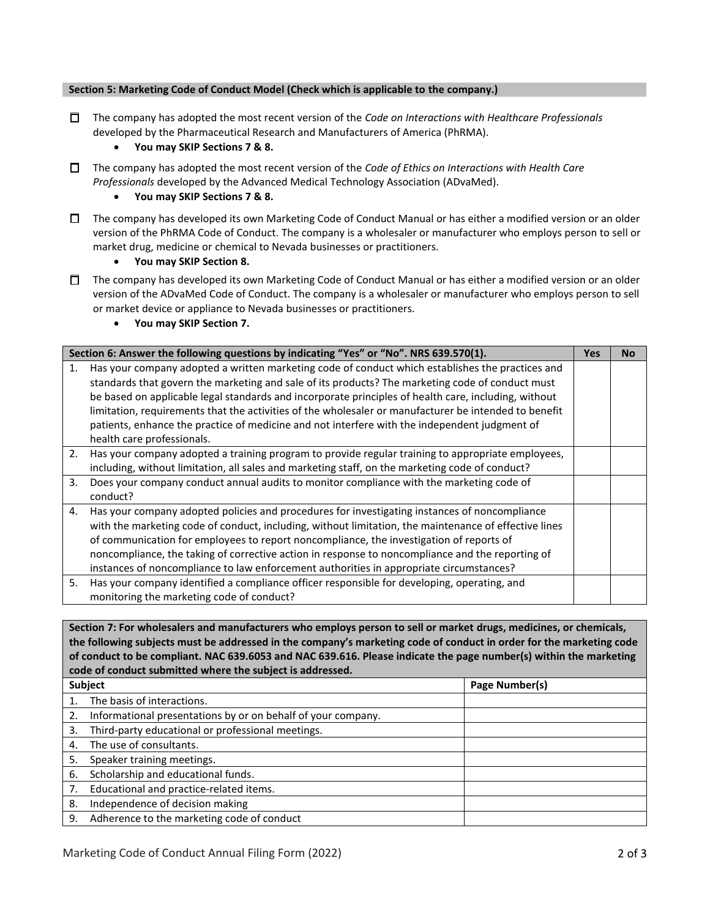**Section 5: Marketing Code of Conduct Model (Check which is applicable to the company.)**

☐ The company has adopted the most recent version of the *Code on Interactions with Healthcare Professionals* developed by the Pharmaceutical Research and Manufacturers of America (PhRMA).

- **You may SKIP Sections 7 & 8.**

☐ The company has adopted the most recent version of the *Code of Ethics on Interactions with Health Care Professionals* developed by the Advanced Medical Technology Association (ADvaMed).

- **You may SKIP Sections 7 & 8.**

☐ The company has developed its own Marketing Code of Conduct Manual or has either a modified version or an older version of the PhRMA Code of Conduct. The company is a wholesaler or manufacturer who employs person to sell or market drug, medicine or chemical to Nevada businesses or practitioners.

- **You may SKIP Section 8.**

☐ The company has developed its own Marketing Code of Conduct Manual or has either a modified version or an older version of the ADvaMed Code of Conduct. The company is a wholesaler or manufacturer who employs person to sell or market device or appliance to Nevada businesses or practitioners.

- **You may SKIP Section 7.**

| Section 6: Answer the following questions by indicating "Yes" or "No". NRS 639.570(1). | Yes | No |
|---|---|---|
| 1. Has your company adopted a written marketing code of conduct which establishes the practices and standards that govern the marketing and sale of its products? The marketing code of conduct must be based on applicable legal standards and incorporate principles of health care, including, without limitation, requirements that the activities of the wholesaler or manufacturer be intended to benefit patients, enhance the practice of medicine and not interfere with the independent judgment of health care professionals. | | |
| 2. Has your company adopted a training program to provide regular training to appropriate employees, including, without limitation, all sales and marketing staff, on the marketing code of conduct? | | |
| 3. Does your company conduct annual audits to monitor compliance with the marketing code of conduct? | | |
| 4. Has your company adopted policies and procedures for investigating instances of noncompliance with the marketing code of conduct, including, without limitation, the maintenance of effective lines of communication for employees to report noncompliance, the investigation of reports of noncompliance, the taking of corrective action in response to noncompliance and the reporting of instances of noncompliance to law enforcement authorities in appropriate circumstances? | | |
| 5. Has your company identified a compliance officer responsible for developing, operating, and monitoring the marketing code of conduct? | | |

**Section 7: For wholesalers and manufacturers who employs person to sell or market drugs, medicines, or chemicals, the following subjects must be addressed in the company's marketing code of conduct in order for the marketing code of conduct to be compliant. NAC 639.6053 and NAC 639.616. Please indicate the page number(s) within the marketing code of conduct submitted where the subject is addressed.**

| Subject | Page Number(s) |
|---|---|
| 1. The basis of interactions. | |
| 2. Informational presentations by or on behalf of your company. | |
| 3. Third-party educational or professional meetings. | |
| 4. The use of consultants. | |
| 5. Speaker training meetings. | |
| 6. Scholarship and educational funds. | |
| 7. Educational and practice-related items. | |
| 8. Independence of decision making | |
| 9. Adherence to the marketing code of conduct | |

Marketing Code of Conduct Annual Filing Form (2022)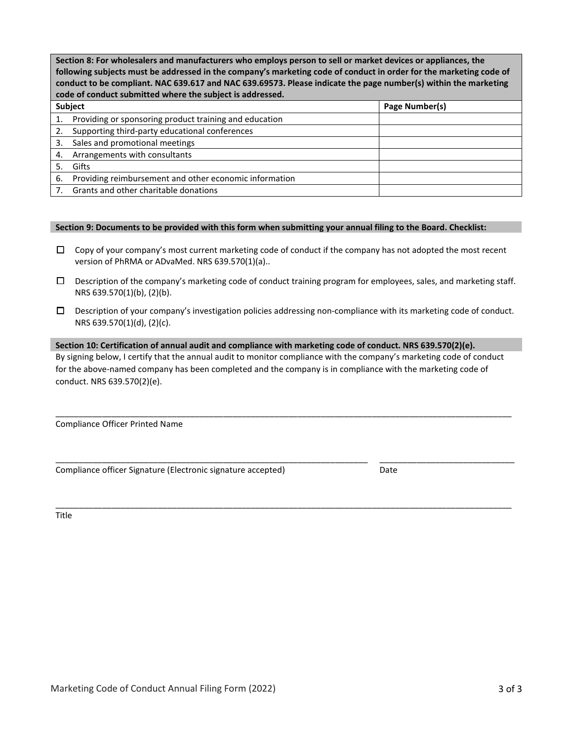| Section 8: For wholesalers and manufacturers who employs person to sell or market devices or appliances, the following subjects must be addressed in the company's marketing code of conduct in order for the marketing code of conduct to be compliant. NAC 639.617 and NAC 639.69573. Please indicate the page number(s) within the marketing code of conduct submitted where the subject is addressed. | |
|---|---|
| **Subject** | **Page Number(s)** |
| 1. Providing or sponsoring product training and education | |
| 2. Supporting third-party educational conferences | |
| 3. Sales and promotional meetings | |
| 4. Arrangements with consultants | |
| 5. Gifts | |
| 6. Providing reimbursement and other economic information | |
| 7. Grants and other charitable donations | |

**Section 9: Documents to be provided with this form when submitting your annual filing to the Board. Checklist:**

- ☐ Copy of your company's most current marketing code of conduct if the company has not adopted the most recent version of PhRMA or ADvaMed. NRS 639.570(1)(a)..
- ☐ Description of the company's marketing code of conduct training program for employees, sales, and marketing staff. NRS 639.570(1)(b), (2)(b).
- ☐ Description of your company's investigation policies addressing non-compliance with its marketing code of conduct. NRS 639.570(1)(d), (2)(c).

**Section 10: Certification of annual audit and compliance with marketing code of conduct. NRS 639.570(2)(e).**

By signing below, I certify that the annual audit to monitor compliance with the company's marketing code of conduct for the above-named company has been completed and the company is in compliance with the marketing code of conduct. NRS 639.570(2)(e).

\_\_\_\_\_\_\_\_\_\_\_\_\_\_\_\_\_\_\_\_\_\_\_\_\_\_\_\_\_\_\_\_\_\_\_\_\_\_\_\_\_\_\_\_\_\_\_\_\_\_\_\_\_\_\_\_\_\_\_\_\_\_\_\_\_\_\_\_\_\_\_\_

Compliance Officer Printed Name

\_\_\_\_\_\_\_\_\_\_\_\_\_\_\_\_\_\_\_\_\_\_\_\_\_\_\_\_\_\_\_\_\_\_\_\_\_\_\_\_\_\_\_\_\_\_\_\_\_\_ \_\_\_\_\_\_\_\_\_\_\_\_\_\_\_\_\_\_\_\_\_\_\_\_

Compliance officer Signature (Electronic signature accepted) Date

\_\_\_\_\_\_\_\_\_\_\_\_\_\_\_\_\_\_\_\_\_\_\_\_\_\_\_\_\_\_\_\_\_\_\_\_\_\_\_\_\_\_\_\_\_\_\_\_\_\_\_\_\_\_\_\_\_\_\_\_\_\_\_\_\_\_\_\_\_\_\_\_

Title

Marketing Code of Conduct Annual Filing Form (2022)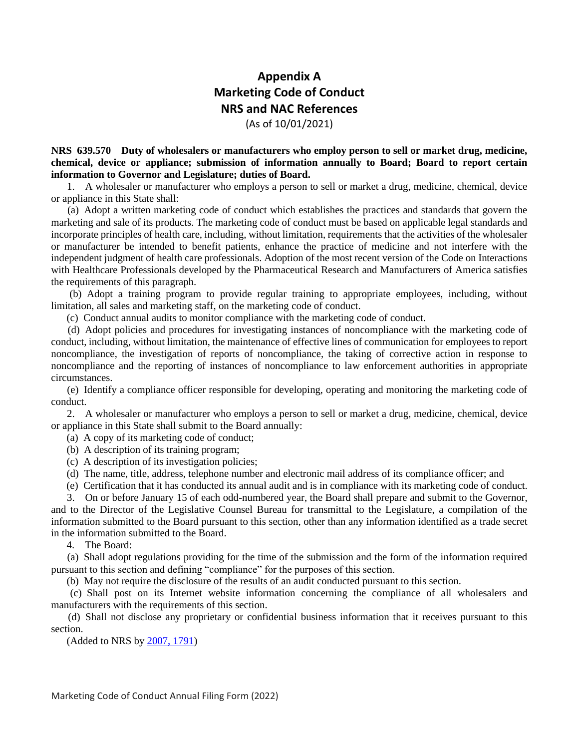# Appendix A
# Marketing Code of Conduct
# NRS and NAC References

(As of 10/01/2021)

**NRS 639.570 Duty of wholesalers or manufacturers who employ person to sell or market drug, medicine, chemical, device or appliance; submission of information annually to Board; Board to report certain information to Governor and Legislature; duties of Board.**

1. A wholesaler or manufacturer who employs a person to sell or market a drug, medicine, chemical, device or appliance in this State shall:

(a) Adopt a written marketing code of conduct which establishes the practices and standards that govern the marketing and sale of its products. The marketing code of conduct must be based on applicable legal standards and incorporate principles of health care, including, without limitation, requirements that the activities of the wholesaler or manufacturer be intended to benefit patients, enhance the practice of medicine and not interfere with the independent judgment of health care professionals. Adoption of the most recent version of the Code on Interactions with Healthcare Professionals developed by the Pharmaceutical Research and Manufacturers of America satisfies the requirements of this paragraph.

(b) Adopt a training program to provide regular training to appropriate employees, including, without limitation, all sales and marketing staff, on the marketing code of conduct.

(c) Conduct annual audits to monitor compliance with the marketing code of conduct.

(d) Adopt policies and procedures for investigating instances of noncompliance with the marketing code of conduct, including, without limitation, the maintenance of effective lines of communication for employees to report noncompliance, the investigation of reports of noncompliance, the taking of corrective action in response to noncompliance and the reporting of instances of noncompliance to law enforcement authorities in appropriate circumstances.

(e) Identify a compliance officer responsible for developing, operating and monitoring the marketing code of conduct.

2. A wholesaler or manufacturer who employs a person to sell or market a drug, medicine, chemical, device or appliance in this State shall submit to the Board annually:

(a) A copy of its marketing code of conduct;

(b) A description of its training program;

(c) A description of its investigation policies;

(d) The name, title, address, telephone number and electronic mail address of its compliance officer; and

(e) Certification that it has conducted its annual audit and is in compliance with its marketing code of conduct.

3. On or before January 15 of each odd-numbered year, the Board shall prepare and submit to the Governor, and to the Director of the Legislative Counsel Bureau for transmittal to the Legislature, a compilation of the information submitted to the Board pursuant to this section, other than any information identified as a trade secret in the information submitted to the Board.

4. The Board:

(a) Shall adopt regulations providing for the time of the submission and the form of the information required pursuant to this section and defining "compliance" for the purposes of this section.

(b) May not require the disclosure of the results of an audit conducted pursuant to this section.

(c) Shall post on its Internet website information concerning the compliance of all wholesalers and manufacturers with the requirements of this section.

(d) Shall not disclose any proprietary or confidential business information that it receives pursuant to this section.

(Added to NRS by 2007, 1791)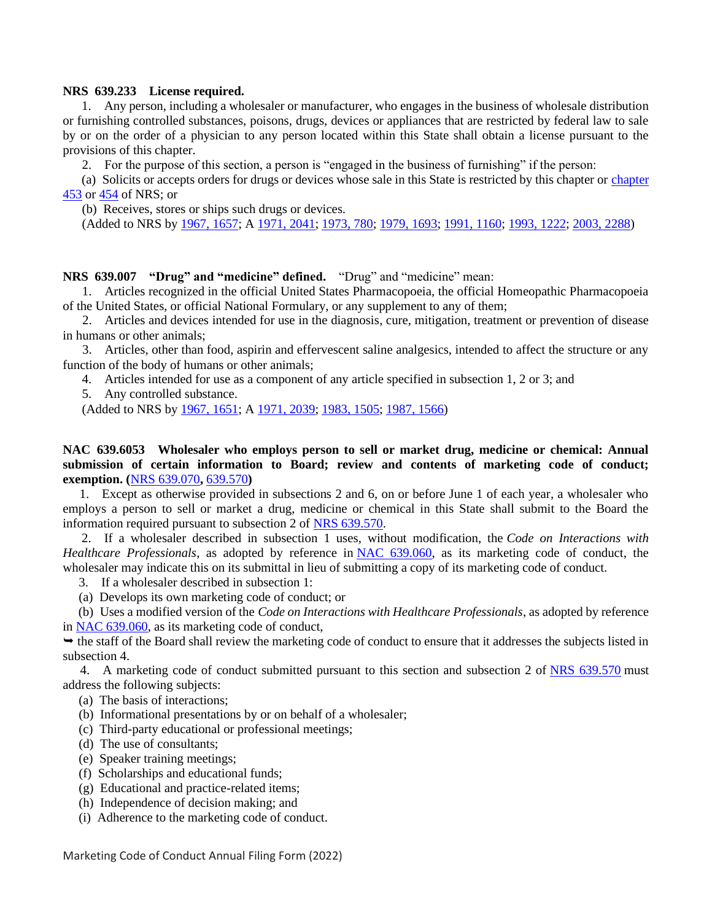**NRS 639.233 License required.**

1. Any person, including a wholesaler or manufacturer, who engages in the business of wholesale distribution or furnishing controlled substances, poisons, drugs, devices or appliances that are restricted by federal law to sale by or on the order of a physician to any person located within this State shall obtain a license pursuant to the provisions of this chapter.

2. For the purpose of this section, a person is "engaged in the business of furnishing" if the person:

(a) Solicits or accepts orders for drugs or devices whose sale in this State is restricted by this chapter or chapter 453 or 454 of NRS; or

(b) Receives, stores or ships such drugs or devices.

(Added to NRS by 1967, 1657; A 1971, 2041; 1973, 780; 1979, 1693; 1991, 1160; 1993, 1222; 2003, 2288)

**NRS 639.007 "Drug" and "medicine" defined.** "Drug" and "medicine" mean:

1. Articles recognized in the official United States Pharmacopoeia, the official Homeopathic Pharmacopoeia of the United States, or official National Formulary, or any supplement to any of them;

2. Articles and devices intended for use in the diagnosis, cure, mitigation, treatment or prevention of disease in humans or other animals;

3. Articles, other than food, aspirin and effervescent saline analgesics, intended to affect the structure or any function of the body of humans or other animals;

4. Articles intended for use as a component of any article specified in subsection 1, 2 or 3; and

5. Any controlled substance.

(Added to NRS by 1967, 1651; A 1971, 2039; 1983, 1505; 1987, 1566)

**NAC 639.6053 Wholesaler who employs person to sell or market drug, medicine or chemical: Annual submission of certain information to Board; review and contents of marketing code of conduct; exemption. (NRS 639.070, 639.570)**

1. Except as otherwise provided in subsections 2 and 6, on or before June 1 of each year, a wholesaler who employs a person to sell or market a drug, medicine or chemical in this State shall submit to the Board the information required pursuant to subsection 2 of NRS 639.570.

2. If a wholesaler described in subsection 1 uses, without modification, the *Code on Interactions with Healthcare Professionals*, as adopted by reference in NAC 639.060, as its marketing code of conduct, the wholesaler may indicate this on its submittal in lieu of submitting a copy of its marketing code of conduct.

3. If a wholesaler described in subsection 1:

(a) Develops its own marketing code of conduct; or

(b) Uses a modified version of the *Code on Interactions with Healthcare Professionals*, as adopted by reference in NAC 639.060, as its marketing code of conduct,

➥ the staff of the Board shall review the marketing code of conduct to ensure that it addresses the subjects listed in subsection 4.

4. A marketing code of conduct submitted pursuant to this section and subsection 2 of NRS 639.570 must address the following subjects:

(a) The basis of interactions;

(b) Informational presentations by or on behalf of a wholesaler;

(c) Third-party educational or professional meetings;

(d) The use of consultants;

(e) Speaker training meetings;

(f) Scholarships and educational funds;

(g) Educational and practice-related items;

(h) Independence of decision making; and

(i) Adherence to the marketing code of conduct.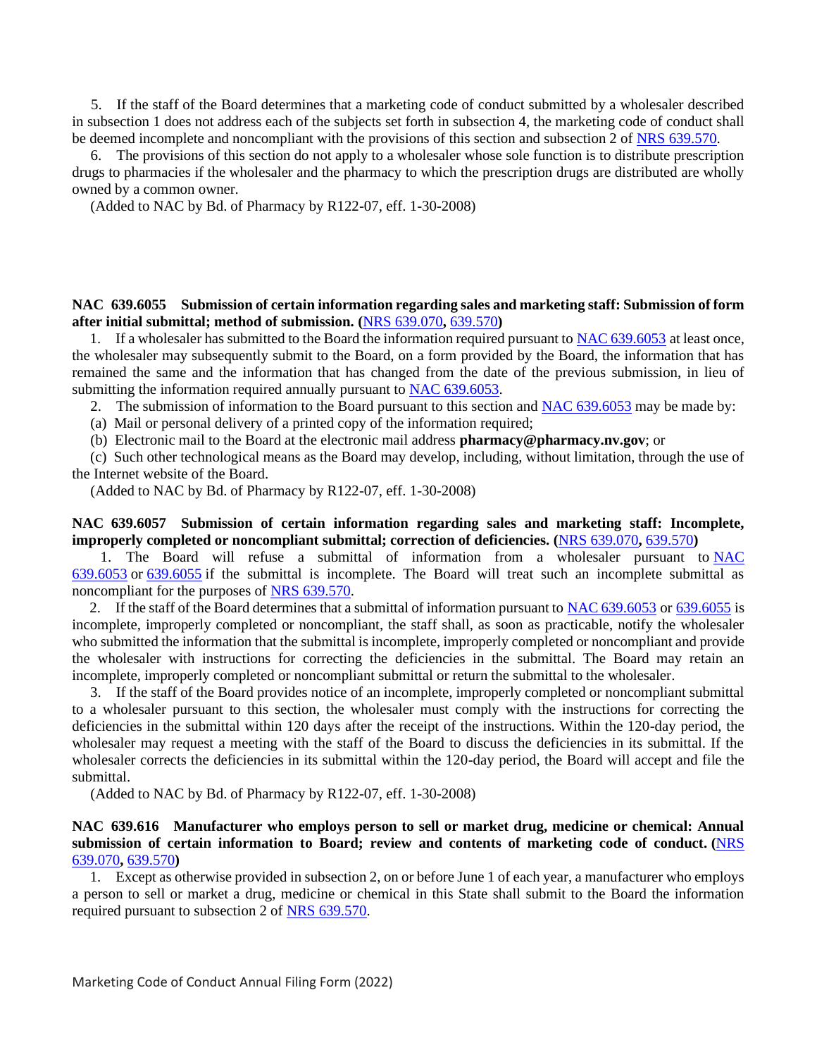5. If the staff of the Board determines that a marketing code of conduct submitted by a wholesaler described in subsection 1 does not address each of the subjects set forth in subsection 4, the marketing code of conduct shall be deemed incomplete and noncompliant with the provisions of this section and subsection 2 of NRS 639.570.

6. The provisions of this section do not apply to a wholesaler whose sole function is to distribute prescription drugs to pharmacies if the wholesaler and the pharmacy to which the prescription drugs are distributed are wholly owned by a common owner.

(Added to NAC by Bd. of Pharmacy by R122-07, eff. 1-30-2008)

**NAC 639.6055 Submission of certain information regarding sales and marketing staff: Submission of form after initial submittal; method of submission. (NRS 639.070, 639.570)**

1. If a wholesaler has submitted to the Board the information required pursuant to NAC 639.6053 at least once, the wholesaler may subsequently submit to the Board, on a form provided by the Board, the information that has remained the same and the information that has changed from the date of the previous submission, in lieu of submitting the information required annually pursuant to NAC 639.6053.

2. The submission of information to the Board pursuant to this section and NAC 639.6053 may be made by:

(a) Mail or personal delivery of a printed copy of the information required;

(b) Electronic mail to the Board at the electronic mail address **pharmacy@pharmacy.nv.gov**; or

(c) Such other technological means as the Board may develop, including, without limitation, through the use of the Internet website of the Board.

(Added to NAC by Bd. of Pharmacy by R122-07, eff. 1-30-2008)

**NAC 639.6057 Submission of certain information regarding sales and marketing staff: Incomplete, improperly completed or noncompliant submittal; correction of deficiencies. (NRS 639.070, 639.570)**

1. The Board will refuse a submittal of information from a wholesaler pursuant to NAC 639.6053 or 639.6055 if the submittal is incomplete. The Board will treat such an incomplete submittal as noncompliant for the purposes of NRS 639.570.

2. If the staff of the Board determines that a submittal of information pursuant to NAC 639.6053 or 639.6055 is incomplete, improperly completed or noncompliant, the staff shall, as soon as practicable, notify the wholesaler who submitted the information that the submittal is incomplete, improperly completed or noncompliant and provide the wholesaler with instructions for correcting the deficiencies in the submittal. The Board may retain an incomplete, improperly completed or noncompliant submittal or return the submittal to the wholesaler.

3. If the staff of the Board provides notice of an incomplete, improperly completed or noncompliant submittal to a wholesaler pursuant to this section, the wholesaler must comply with the instructions for correcting the deficiencies in the submittal within 120 days after the receipt of the instructions. Within the 120-day period, the wholesaler may request a meeting with the staff of the Board to discuss the deficiencies in its submittal. If the wholesaler corrects the deficiencies in its submittal within the 120-day period, the Board will accept and file the submittal.

(Added to NAC by Bd. of Pharmacy by R122-07, eff. 1-30-2008)

**NAC 639.616 Manufacturer who employs person to sell or market drug, medicine or chemical: Annual submission of certain information to Board; review and contents of marketing code of conduct. (NRS 639.070, 639.570)**

1. Except as otherwise provided in subsection 2, on or before June 1 of each year, a manufacturer who employs a person to sell or market a drug, medicine or chemical in this State shall submit to the Board the information required pursuant to subsection 2 of NRS 639.570.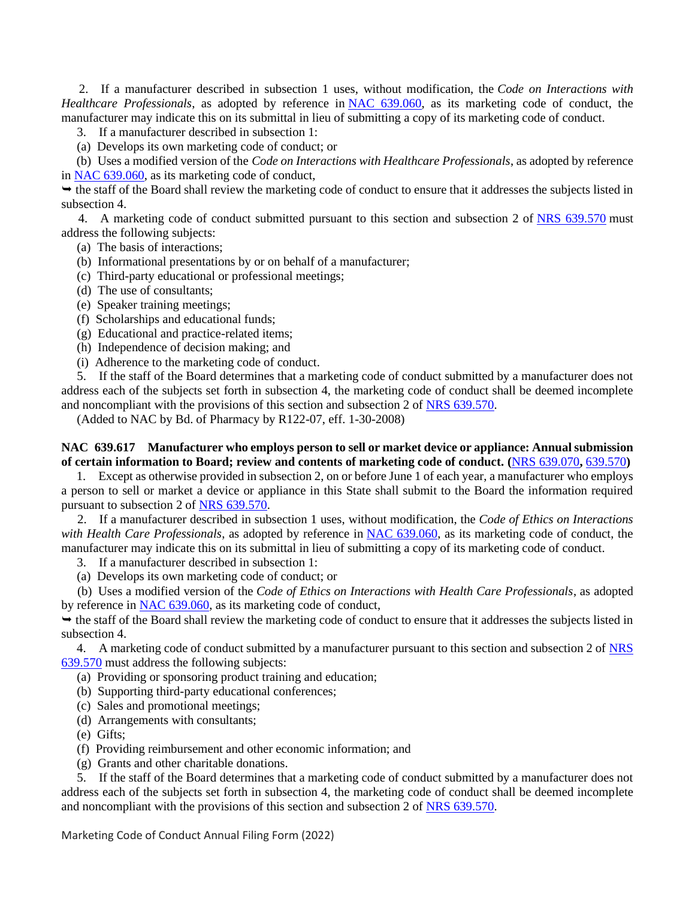2. If a manufacturer described in subsection 1 uses, without modification, the *Code on Interactions with Healthcare Professionals*, as adopted by reference in [NAC 639.060](), as its marketing code of conduct, the manufacturer may indicate this on its submittal in lieu of submitting a copy of its marketing code of conduct.

3. If a manufacturer described in subsection 1:

(a) Develops its own marketing code of conduct; or

(b) Uses a modified version of the *Code on Interactions with Healthcare Professionals*, as adopted by reference in NAC 639.060, as its marketing code of conduct,

➥ the staff of the Board shall review the marketing code of conduct to ensure that it addresses the subjects listed in subsection 4.

4. A marketing code of conduct submitted pursuant to this section and subsection 2 of NRS 639.570 must address the following subjects:

(a) The basis of interactions;

(b) Informational presentations by or on behalf of a manufacturer;

(c) Third-party educational or professional meetings;

(d) The use of consultants;

(e) Speaker training meetings;

(f) Scholarships and educational funds;

(g) Educational and practice-related items;

(h) Independence of decision making; and

(i) Adherence to the marketing code of conduct.

5. If the staff of the Board determines that a marketing code of conduct submitted by a manufacturer does not address each of the subjects set forth in subsection 4, the marketing code of conduct shall be deemed incomplete and noncompliant with the provisions of this section and subsection 2 of NRS 639.570.

(Added to NAC by Bd. of Pharmacy by R122-07, eff. 1-30-2008)

**NAC 639.617 Manufacturer who employs person to sell or market device or appliance: Annual submission of certain information to Board; review and contents of marketing code of conduct. (NRS 639.070, 639.570)**

1. Except as otherwise provided in subsection 2, on or before June 1 of each year, a manufacturer who employs a person to sell or market a device or appliance in this State shall submit to the Board the information required pursuant to subsection 2 of NRS 639.570.

2. If a manufacturer described in subsection 1 uses, without modification, the *Code of Ethics on Interactions with Health Care Professionals*, as adopted by reference in NAC 639.060, as its marketing code of conduct, the manufacturer may indicate this on its submittal in lieu of submitting a copy of its marketing code of conduct.

3. If a manufacturer described in subsection 1:

(a) Develops its own marketing code of conduct; or

(b) Uses a modified version of the *Code of Ethics on Interactions with Health Care Professionals*, as adopted by reference in NAC 639.060, as its marketing code of conduct,

➥ the staff of the Board shall review the marketing code of conduct to ensure that it addresses the subjects listed in subsection 4.

4. A marketing code of conduct submitted by a manufacturer pursuant to this section and subsection 2 of NRS 639.570 must address the following subjects:

(a) Providing or sponsoring product training and education;

(b) Supporting third-party educational conferences;

(c) Sales and promotional meetings;

(d) Arrangements with consultants;

(e) Gifts;

(f) Providing reimbursement and other economic information; and

(g) Grants and other charitable donations.

5. If the staff of the Board determines that a marketing code of conduct submitted by a manufacturer does not address each of the subjects set forth in subsection 4, the marketing code of conduct shall be deemed incomplete and noncompliant with the provisions of this section and subsection 2 of NRS 639.570.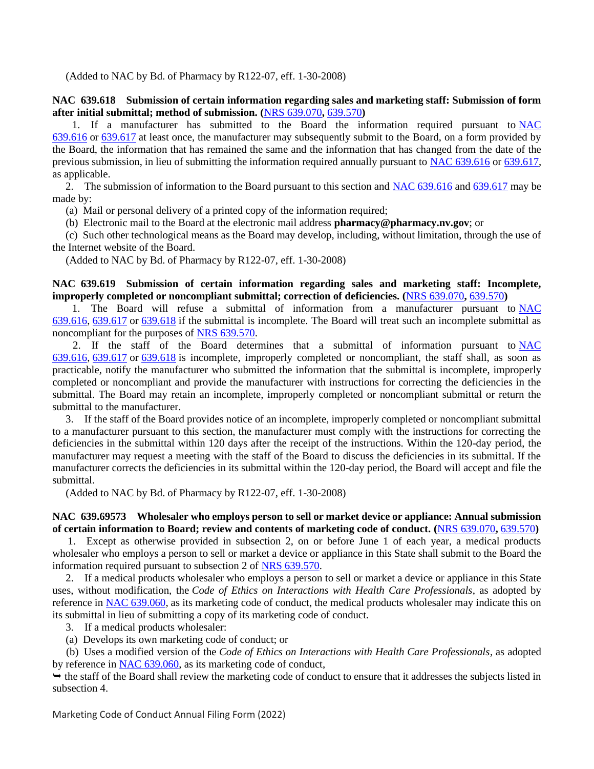(Added to NAC by Bd. of Pharmacy by R122-07, eff. 1-30-2008)

**NAC 639.618 Submission of certain information regarding sales and marketing staff: Submission of form after initial submittal; method of submission. (NRS 639.070, 639.570)**

1. If a manufacturer has submitted to the Board the information required pursuant to NAC 639.616 or 639.617 at least once, the manufacturer may subsequently submit to the Board, on a form provided by the Board, the information that has remained the same and the information that has changed from the date of the previous submission, in lieu of submitting the information required annually pursuant to NAC 639.616 or 639.617, as applicable.

2. The submission of information to the Board pursuant to this section and NAC 639.616 and 639.617 may be made by:

(a) Mail or personal delivery of a printed copy of the information required;

(b) Electronic mail to the Board at the electronic mail address **pharmacy@pharmacy.nv.gov**; or

(c) Such other technological means as the Board may develop, including, without limitation, through the use of the Internet website of the Board.

(Added to NAC by Bd. of Pharmacy by R122-07, eff. 1-30-2008)

**NAC 639.619 Submission of certain information regarding sales and marketing staff: Incomplete, improperly completed or noncompliant submittal; correction of deficiencies. (NRS 639.070, 639.570)**

1. The Board will refuse a submittal of information from a manufacturer pursuant to NAC 639.616, 639.617 or 639.618 if the submittal is incomplete. The Board will treat such an incomplete submittal as noncompliant for the purposes of NRS 639.570.

2. If the staff of the Board determines that a submittal of information pursuant to NAC 639.616, 639.617 or 639.618 is incomplete, improperly completed or noncompliant, the staff shall, as soon as practicable, notify the manufacturer who submitted the information that the submittal is incomplete, improperly completed or noncompliant and provide the manufacturer with instructions for correcting the deficiencies in the submittal. The Board may retain an incomplete, improperly completed or noncompliant submittal or return the submittal to the manufacturer.

3. If the staff of the Board provides notice of an incomplete, improperly completed or noncompliant submittal to a manufacturer pursuant to this section, the manufacturer must comply with the instructions for correcting the deficiencies in the submittal within 120 days after the receipt of the instructions. Within the 120-day period, the manufacturer may request a meeting with the staff of the Board to discuss the deficiencies in its submittal. If the manufacturer corrects the deficiencies in its submittal within the 120-day period, the Board will accept and file the submittal.

(Added to NAC by Bd. of Pharmacy by R122-07, eff. 1-30-2008)

**NAC 639.69573 Wholesaler who employs person to sell or market device or appliance: Annual submission of certain information to Board; review and contents of marketing code of conduct. (NRS 639.070, 639.570)**

1. Except as otherwise provided in subsection 2, on or before June 1 of each year, a medical products wholesaler who employs a person to sell or market a device or appliance in this State shall submit to the Board the information required pursuant to subsection 2 of NRS 639.570.

2. If a medical products wholesaler who employs a person to sell or market a device or appliance in this State uses, without modification, the *Code of Ethics on Interactions with Health Care Professionals*, as adopted by reference in NAC 639.060, as its marketing code of conduct, the medical products wholesaler may indicate this on its submittal in lieu of submitting a copy of its marketing code of conduct.

3. If a medical products wholesaler:

(a) Develops its own marketing code of conduct; or

(b) Uses a modified version of the *Code of Ethics on Interactions with Health Care Professionals*, as adopted by reference in NAC 639.060, as its marketing code of conduct,

➥ the staff of the Board shall review the marketing code of conduct to ensure that it addresses the subjects listed in subsection 4.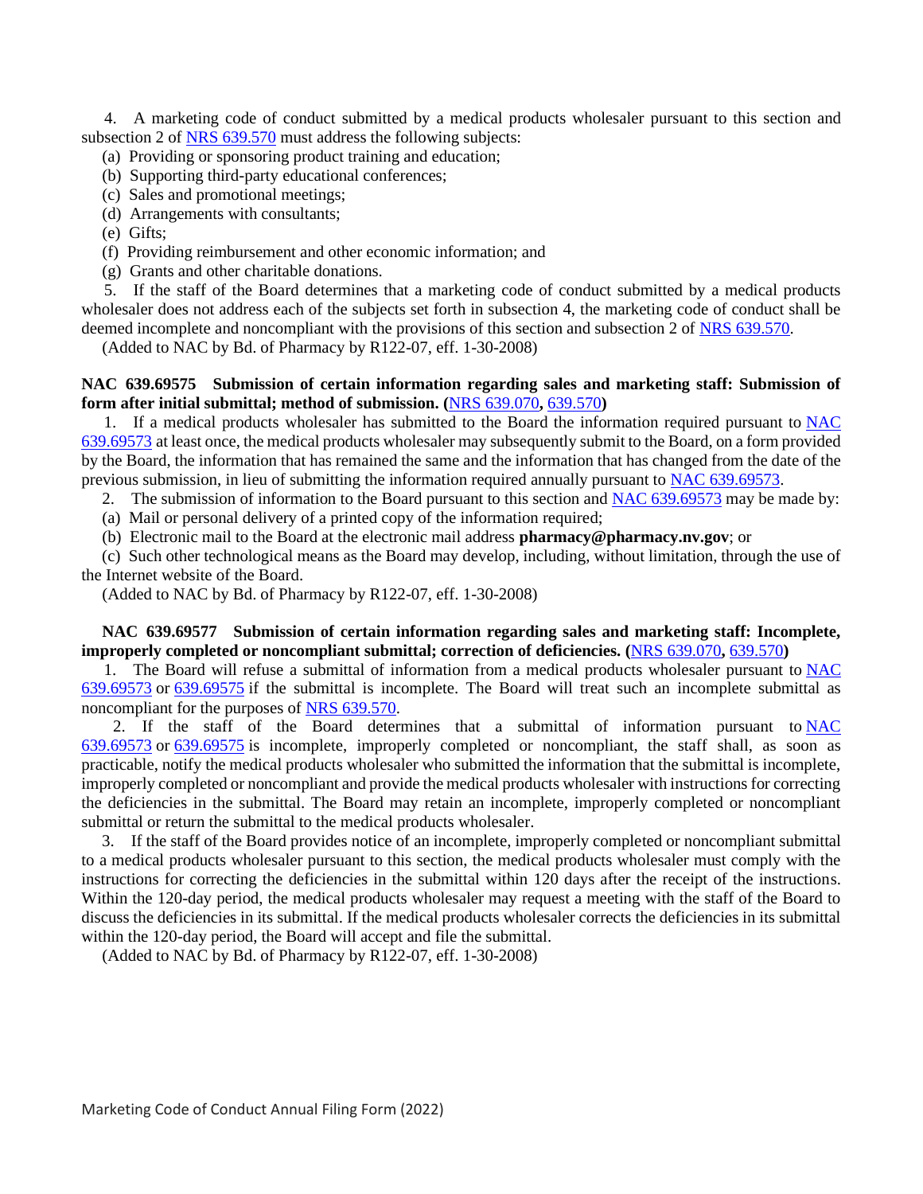4. A marketing code of conduct submitted by a medical products wholesaler pursuant to this section and subsection 2 of NRS 639.570 must address the following subjects:

(a) Providing or sponsoring product training and education;

(b) Supporting third-party educational conferences;

(c) Sales and promotional meetings;

(d) Arrangements with consultants;

(e) Gifts;

(f) Providing reimbursement and other economic information; and

(g) Grants and other charitable donations.

5. If the staff of the Board determines that a marketing code of conduct submitted by a medical products wholesaler does not address each of the subjects set forth in subsection 4, the marketing code of conduct shall be deemed incomplete and noncompliant with the provisions of this section and subsection 2 of NRS 639.570.

(Added to NAC by Bd. of Pharmacy by R122-07, eff. 1-30-2008)

**NAC 639.69575 Submission of certain information regarding sales and marketing staff: Submission of form after initial submittal; method of submission. (NRS 639.070, 639.570)**

1. If a medical products wholesaler has submitted to the Board the information required pursuant to NAC 639.69573 at least once, the medical products wholesaler may subsequently submit to the Board, on a form provided by the Board, the information that has remained the same and the information that has changed from the date of the previous submission, in lieu of submitting the information required annually pursuant to NAC 639.69573.

2. The submission of information to the Board pursuant to this section and NAC 639.69573 may be made by:

(a) Mail or personal delivery of a printed copy of the information required;

(b) Electronic mail to the Board at the electronic mail address **pharmacy@pharmacy.nv.gov**; or

(c) Such other technological means as the Board may develop, including, without limitation, through the use of the Internet website of the Board.

(Added to NAC by Bd. of Pharmacy by R122-07, eff. 1-30-2008)

**NAC 639.69577 Submission of certain information regarding sales and marketing staff: Incomplete, improperly completed or noncompliant submittal; correction of deficiencies. (NRS 639.070, 639.570)**

1. The Board will refuse a submittal of information from a medical products wholesaler pursuant to NAC 639.69573 or 639.69575 if the submittal is incomplete. The Board will treat such an incomplete submittal as noncompliant for the purposes of NRS 639.570.

2. If the staff of the Board determines that a submittal of information pursuant to NAC 639.69573 or 639.69575 is incomplete, improperly completed or noncompliant, the staff shall, as soon as practicable, notify the medical products wholesaler who submitted the information that the submittal is incomplete, improperly completed or noncompliant and provide the medical products wholesaler with instructions for correcting the deficiencies in the submittal. The Board may retain an incomplete, improperly completed or noncompliant submittal or return the submittal to the medical products wholesaler.

3. If the staff of the Board provides notice of an incomplete, improperly completed or noncompliant submittal to a medical products wholesaler pursuant to this section, the medical products wholesaler must comply with the instructions for correcting the deficiencies in the submittal within 120 days after the receipt of the instructions. Within the 120-day period, the medical products wholesaler may request a meeting with the staff of the Board to discuss the deficiencies in its submittal. If the medical products wholesaler corrects the deficiencies in its submittal within the 120-day period, the Board will accept and file the submittal.

(Added to NAC by Bd. of Pharmacy by R122-07, eff. 1-30-2008)